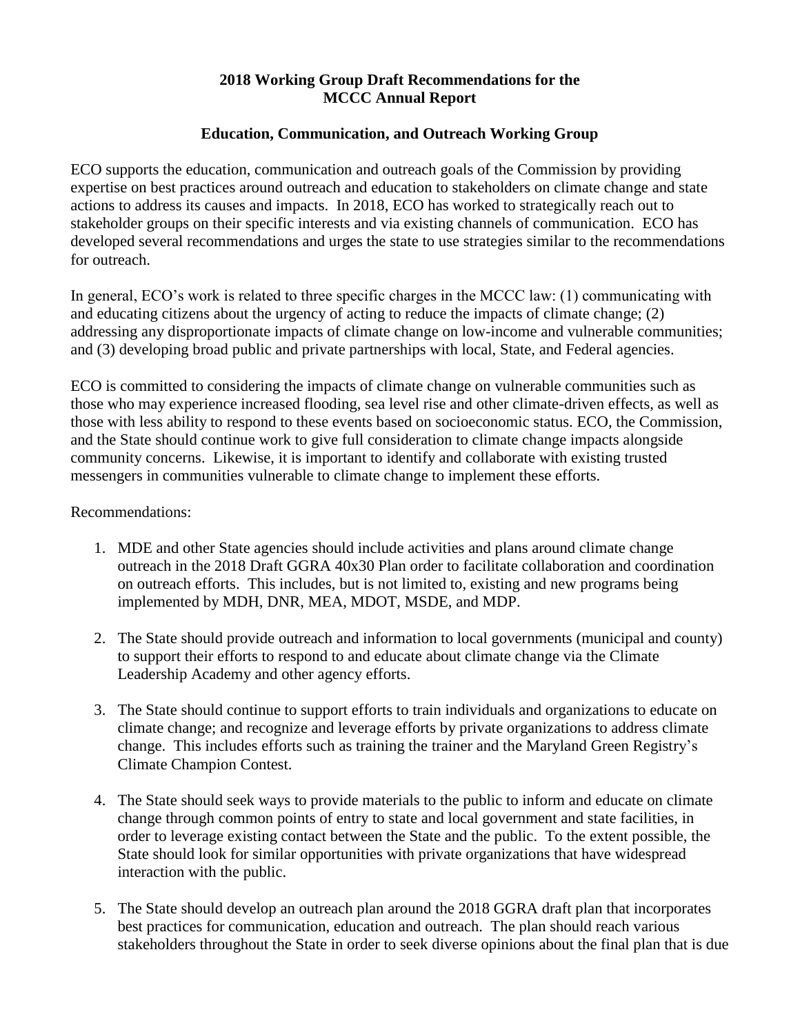**2018 Working Group Draft Recommendations for the MCCC Annual Report**

**Education, Communication, and Outreach Working Group**

ECO supports the education, communication and outreach goals of the Commission by providing expertise on best practices around outreach and education to stakeholders on climate change and state actions to address its causes and impacts. In 2018, ECO has worked to strategically reach out to stakeholder groups on their specific interests and via existing channels of communication. ECO has developed several recommendations and urges the state to use strategies similar to the recommendations for outreach.

In general, ECO's work is related to three specific charges in the MCCC law: (1) communicating with and educating citizens about the urgency of acting to reduce the impacts of climate change; (2) addressing any disproportionate impacts of climate change on low-income and vulnerable communities; and (3) developing broad public and private partnerships with local, State, and Federal agencies.

ECO is committed to considering the impacts of climate change on vulnerable communities such as those who may experience increased flooding, sea level rise and other climate-driven effects, as well as those with less ability to respond to these events based on socioeconomic status. ECO, the Commission, and the State should continue work to give full consideration to climate change impacts alongside community concerns. Likewise, it is important to identify and collaborate with existing trusted messengers in communities vulnerable to climate change to implement these efforts.

Recommendations:

1. MDE and other State agencies should include activities and plans around climate change outreach in the 2018 Draft GGRA 40x30 Plan order to facilitate collaboration and coordination on outreach efforts. This includes, but is not limited to, existing and new programs being implemented by MDH, DNR, MEA, MDOT, MSDE, and MDP.

2. The State should provide outreach and information to local governments (municipal and county) to support their efforts to respond to and educate about climate change via the Climate Leadership Academy and other agency efforts.

3. The State should continue to support efforts to train individuals and organizations to educate on climate change; and recognize and leverage efforts by private organizations to address climate change. This includes efforts such as training the trainer and the Maryland Green Registry's Climate Champion Contest.

4. The State should seek ways to provide materials to the public to inform and educate on climate change through common points of entry to state and local government and state facilities, in order to leverage existing contact between the State and the public. To the extent possible, the State should look for similar opportunities with private organizations that have widespread interaction with the public.

5. The State should develop an outreach plan around the 2018 GGRA draft plan that incorporates best practices for communication, education and outreach. The plan should reach various stakeholders throughout the State in order to seek diverse opinions about the final plan that is due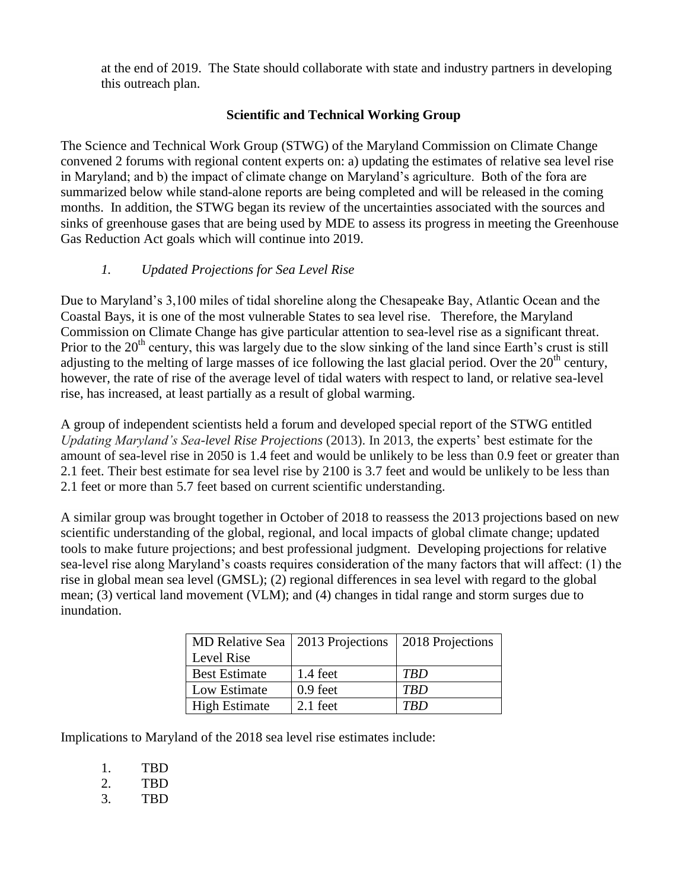at the end of 2019. The State should collaborate with state and industry partners in developing this outreach plan.

## Scientific and Technical Working Group

The Science and Technical Work Group (STWG) of the Maryland Commission on Climate Change convened 2 forums with regional content experts on: a) updating the estimates of relative sea level rise in Maryland; and b) the impact of climate change on Maryland's agriculture. Both of the fora are summarized below while stand-alone reports are being completed and will be released in the coming months. In addition, the STWG began its review of the uncertainties associated with the sources and sinks of greenhouse gases that are being used by MDE to assess its progress in meeting the Greenhouse Gas Reduction Act goals which will continue into 2019.

### *1. Updated Projections for Sea Level Rise*

Due to Maryland's 3,100 miles of tidal shoreline along the Chesapeake Bay, Atlantic Ocean and the Coastal Bays, it is one of the most vulnerable States to sea level rise. Therefore, the Maryland Commission on Climate Change has give particular attention to sea-level rise as a significant threat. Prior to the 20th century, this was largely due to the slow sinking of the land since Earth's crust is still adjusting to the melting of large masses of ice following the last glacial period. Over the 20th century, however, the rate of rise of the average level of tidal waters with respect to land, or relative sea-level rise, has increased, at least partially as a result of global warming.

A group of independent scientists held a forum and developed special report of the STWG entitled *Updating Maryland's Sea-level Rise Projections* (2013). In 2013, the experts' best estimate for the amount of sea-level rise in 2050 is 1.4 feet and would be unlikely to be less than 0.9 feet or greater than 2.1 feet. Their best estimate for sea level rise by 2100 is 3.7 feet and would be unlikely to be less than 2.1 feet or more than 5.7 feet based on current scientific understanding.

A similar group was brought together in October of 2018 to reassess the 2013 projections based on new scientific understanding of the global, regional, and local impacts of global climate change; updated tools to make future projections; and best professional judgment. Developing projections for relative sea-level rise along Maryland's coasts requires consideration of the many factors that will affect: (1) the rise in global mean sea level (GMSL); (2) regional differences in sea level with regard to the global mean; (3) vertical land movement (VLM); and (4) changes in tidal range and storm surges due to inundation.

| MD Relative Sea Level Rise | 2013 Projections | 2018 Projections |
|---|---|---|
| Best Estimate | 1.4 feet | *TBD* |
| Low Estimate | 0.9 feet | *TBD* |
| High Estimate | 2.1 feet | *TBD* |

Implications to Maryland of the 2018 sea level rise estimates include:

1. TBD
2. TBD
3. TBD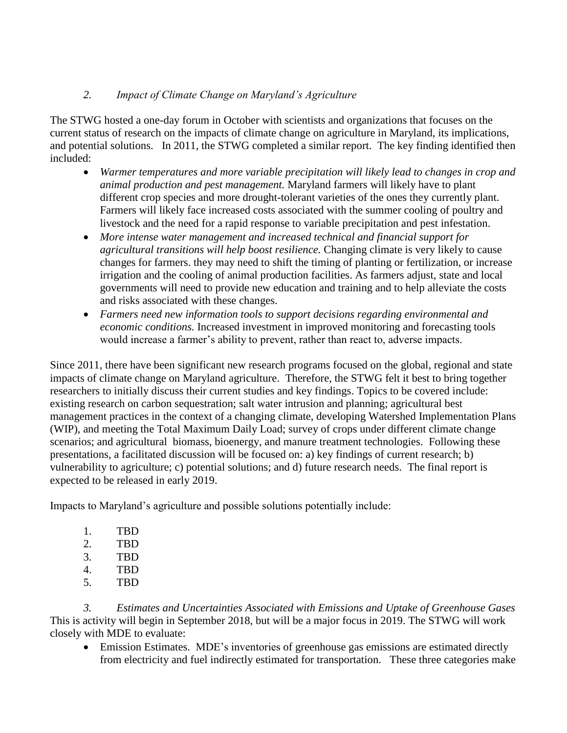*2. Impact of Climate Change on Maryland's Agriculture*

The STWG hosted a one-day forum in October with scientists and organizations that focuses on the current status of research on the impacts of climate change on agriculture in Maryland, its implications, and potential solutions. In 2011, the STWG completed a similar report. The key finding identified then included:

- *Warmer temperatures and more variable precipitation will likely lead to changes in crop and animal production and pest management.* Maryland farmers will likely have to plant different crop species and more drought-tolerant varieties of the ones they currently plant. Farmers will likely face increased costs associated with the summer cooling of poultry and livestock and the need for a rapid response to variable precipitation and pest infestation.
- *More intense water management and increased technical and financial support for agricultural transitions will help boost resilience.* Changing climate is very likely to cause changes for farmers. they may need to shift the timing of planting or fertilization, or increase irrigation and the cooling of animal production facilities. As farmers adjust, state and local governments will need to provide new education and training and to help alleviate the costs and risks associated with these changes.
- *Farmers need new information tools to support decisions regarding environmental and economic conditions.* Increased investment in improved monitoring and forecasting tools would increase a farmer's ability to prevent, rather than react to, adverse impacts.

Since 2011, there have been significant new research programs focused on the global, regional and state impacts of climate change on Maryland agriculture. Therefore, the STWG felt it best to bring together researchers to initially discuss their current studies and key findings. Topics to be covered include: existing research on carbon sequestration; salt water intrusion and planning; agricultural best management practices in the context of a changing climate, developing Watershed Implementation Plans (WIP), and meeting the Total Maximum Daily Load; survey of crops under different climate change scenarios; and agricultural biomass, bioenergy, and manure treatment technologies. Following these presentations, a facilitated discussion will be focused on: a) key findings of current research; b) vulnerability to agriculture; c) potential solutions; and d) future research needs. The final report is expected to be released in early 2019.

Impacts to Maryland's agriculture and possible solutions potentially include:

1. TBD
2. TBD
3. TBD
4. TBD
5. TBD

*3. Estimates and Uncertainties Associated with Emissions and Uptake of Greenhouse Gases*

This is activity will begin in September 2018, but will be a major focus in 2019. The STWG will work closely with MDE to evaluate:

- Emission Estimates. MDE's inventories of greenhouse gas emissions are estimated directly from electricity and fuel indirectly estimated for transportation. These three categories make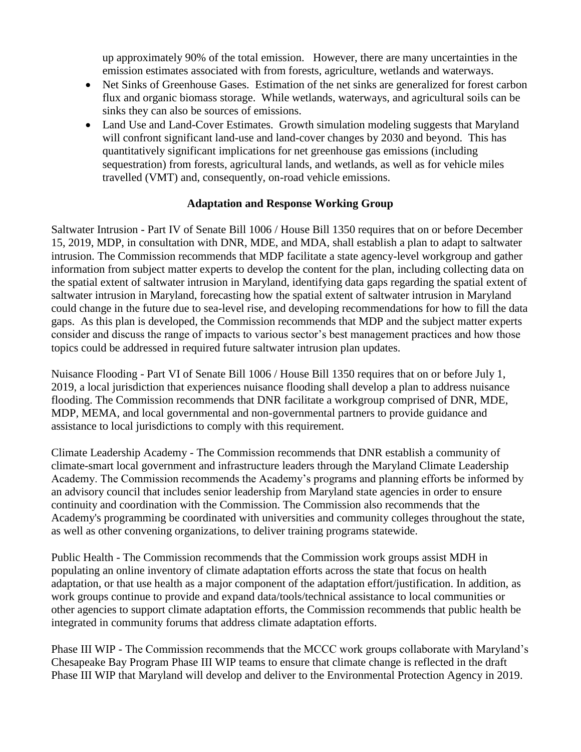up approximately 90% of the total emission. However, there are many uncertainties in the emission estimates associated with from forests, agriculture, wetlands and waterways.

- Net Sinks of Greenhouse Gases. Estimation of the net sinks are generalized for forest carbon flux and organic biomass storage. While wetlands, waterways, and agricultural soils can be sinks they can also be sources of emissions.
- Land Use and Land-Cover Estimates. Growth simulation modeling suggests that Maryland will confront significant land-use and land-cover changes by 2030 and beyond. This has quantitatively significant implications for net greenhouse gas emissions (including sequestration) from forests, agricultural lands, and wetlands, as well as for vehicle miles travelled (VMT) and, consequently, on-road vehicle emissions.

## Adaptation and Response Working Group

Saltwater Intrusion - Part IV of Senate Bill 1006 / House Bill 1350 requires that on or before December 15, 2019, MDP, in consultation with DNR, MDE, and MDA, shall establish a plan to adapt to saltwater intrusion. The Commission recommends that MDP facilitate a state agency-level workgroup and gather information from subject matter experts to develop the content for the plan, including collecting data on the spatial extent of saltwater intrusion in Maryland, identifying data gaps regarding the spatial extent of saltwater intrusion in Maryland, forecasting how the spatial extent of saltwater intrusion in Maryland could change in the future due to sea-level rise, and developing recommendations for how to fill the data gaps. As this plan is developed, the Commission recommends that MDP and the subject matter experts consider and discuss the range of impacts to various sector's best management practices and how those topics could be addressed in required future saltwater intrusion plan updates.

Nuisance Flooding - Part VI of Senate Bill 1006 / House Bill 1350 requires that on or before July 1, 2019, a local jurisdiction that experiences nuisance flooding shall develop a plan to address nuisance flooding. The Commission recommends that DNR facilitate a workgroup comprised of DNR, MDE, MDP, MEMA, and local governmental and non-governmental partners to provide guidance and assistance to local jurisdictions to comply with this requirement.

Climate Leadership Academy - The Commission recommends that DNR establish a community of climate-smart local government and infrastructure leaders through the Maryland Climate Leadership Academy. The Commission recommends the Academy's programs and planning efforts be informed by an advisory council that includes senior leadership from Maryland state agencies in order to ensure continuity and coordination with the Commission. The Commission also recommends that the Academy's programming be coordinated with universities and community colleges throughout the state, as well as other convening organizations, to deliver training programs statewide.

Public Health - The Commission recommends that the Commission work groups assist MDH in populating an online inventory of climate adaptation efforts across the state that focus on health adaptation, or that use health as a major component of the adaptation effort/justification. In addition, as work groups continue to provide and expand data/tools/technical assistance to local communities or other agencies to support climate adaptation efforts, the Commission recommends that public health be integrated in community forums that address climate adaptation efforts.

Phase III WIP - The Commission recommends that the MCCC work groups collaborate with Maryland's Chesapeake Bay Program Phase III WIP teams to ensure that climate change is reflected in the draft Phase III WIP that Maryland will develop and deliver to the Environmental Protection Agency in 2019.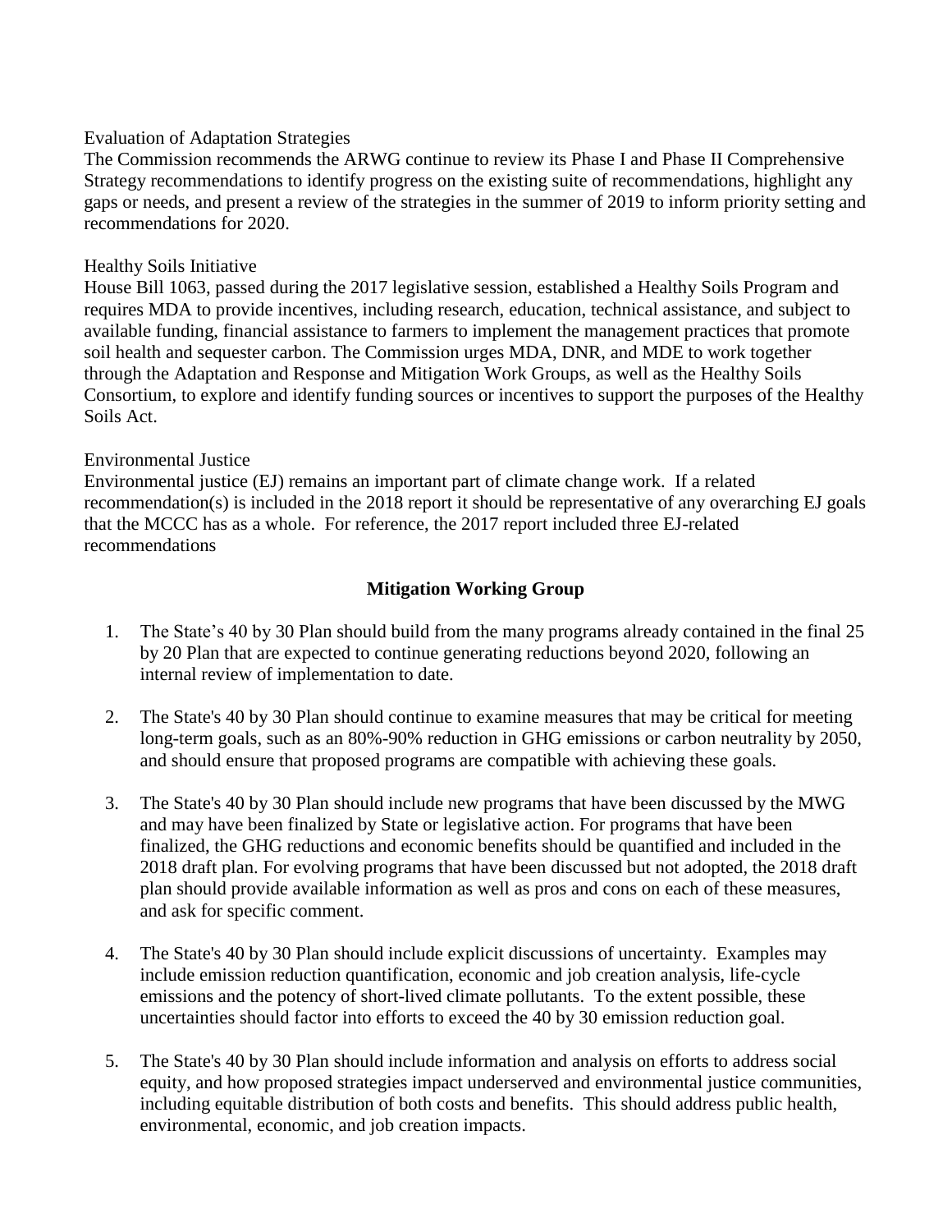Evaluation of Adaptation Strategies

The Commission recommends the ARWG continue to review its Phase I and Phase II Comprehensive Strategy recommendations to identify progress on the existing suite of recommendations, highlight any gaps or needs, and present a review of the strategies in the summer of 2019 to inform priority setting and recommendations for 2020.

Healthy Soils Initiative

House Bill 1063, passed during the 2017 legislative session, established a Healthy Soils Program and requires MDA to provide incentives, including research, education, technical assistance, and subject to available funding, financial assistance to farmers to implement the management practices that promote soil health and sequester carbon. The Commission urges MDA, DNR, and MDE to work together through the Adaptation and Response and Mitigation Work Groups, as well as the Healthy Soils Consortium, to explore and identify funding sources or incentives to support the purposes of the Healthy Soils Act.

Environmental Justice

Environmental justice (EJ) remains an important part of climate change work. If a related recommendation(s) is included in the 2018 report it should be representative of any overarching EJ goals that the MCCC has as a whole. For reference, the 2017 report included three EJ-related recommendations

**Mitigation Working Group**

1. The State's 40 by 30 Plan should build from the many programs already contained in the final 25 by 20 Plan that are expected to continue generating reductions beyond 2020, following an internal review of implementation to date.

2. The State's 40 by 30 Plan should continue to examine measures that may be critical for meeting long-term goals, such as an 80%-90% reduction in GHG emissions or carbon neutrality by 2050, and should ensure that proposed programs are compatible with achieving these goals.

3. The State's 40 by 30 Plan should include new programs that have been discussed by the MWG and may have been finalized by State or legislative action. For programs that have been finalized, the GHG reductions and economic benefits should be quantified and included in the 2018 draft plan. For evolving programs that have been discussed but not adopted, the 2018 draft plan should provide available information as well as pros and cons on each of these measures, and ask for specific comment.

4. The State's 40 by 30 Plan should include explicit discussions of uncertainty. Examples may include emission reduction quantification, economic and job creation analysis, life-cycle emissions and the potency of short-lived climate pollutants. To the extent possible, these uncertainties should factor into efforts to exceed the 40 by 30 emission reduction goal.

5. The State's 40 by 30 Plan should include information and analysis on efforts to address social equity, and how proposed strategies impact underserved and environmental justice communities, including equitable distribution of both costs and benefits. This should address public health, environmental, economic, and job creation impacts.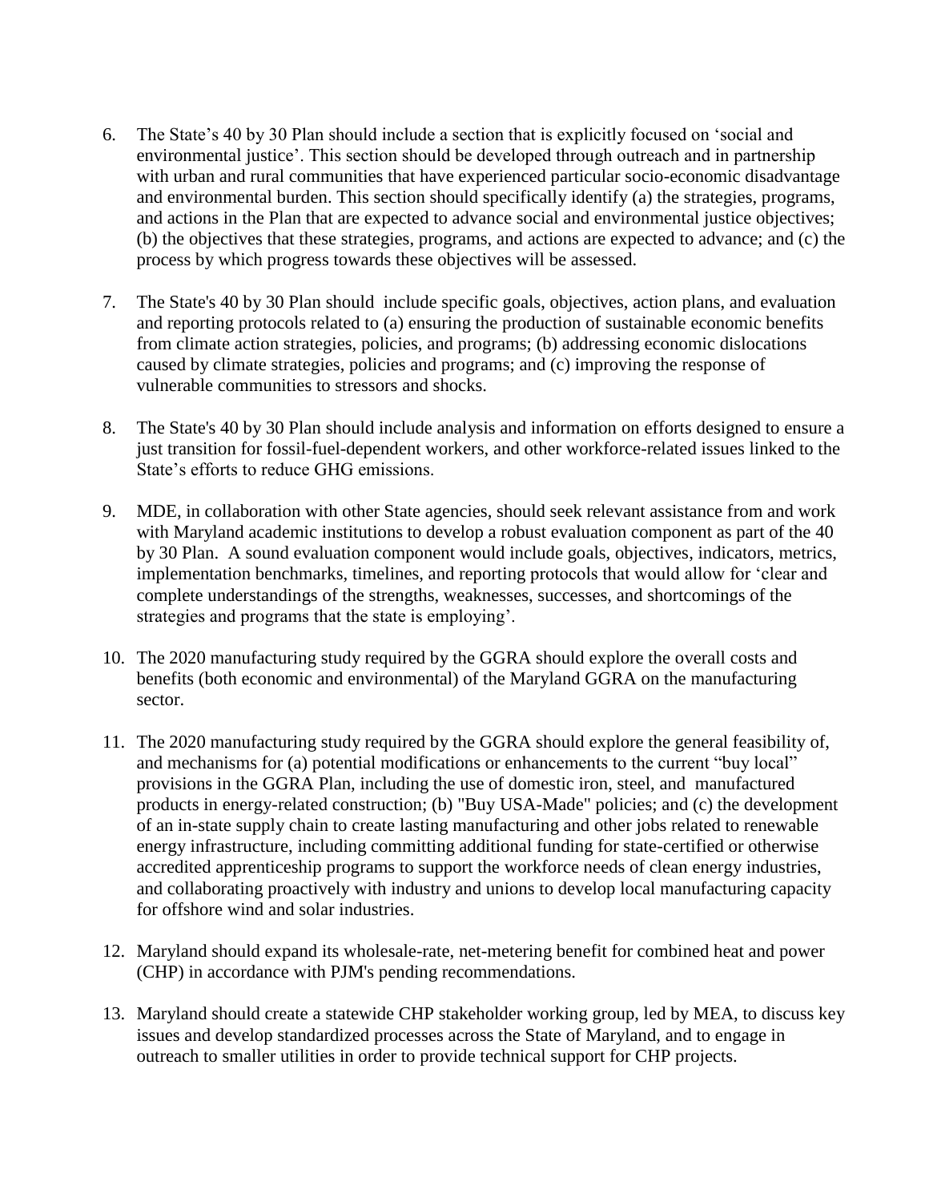6. The State's 40 by 30 Plan should include a section that is explicitly focused on 'social and environmental justice'. This section should be developed through outreach and in partnership with urban and rural communities that have experienced particular socio-economic disadvantage and environmental burden. This section should specifically identify (a) the strategies, programs, and actions in the Plan that are expected to advance social and environmental justice objectives; (b) the objectives that these strategies, programs, and actions are expected to advance; and (c) the process by which progress towards these objectives will be assessed.

7. The State's 40 by 30 Plan should include specific goals, objectives, action plans, and evaluation and reporting protocols related to (a) ensuring the production of sustainable economic benefits from climate action strategies, policies, and programs; (b) addressing economic dislocations caused by climate strategies, policies and programs; and (c) improving the response of vulnerable communities to stressors and shocks.

8. The State's 40 by 30 Plan should include analysis and information on efforts designed to ensure a just transition for fossil-fuel-dependent workers, and other workforce-related issues linked to the State's efforts to reduce GHG emissions.

9. MDE, in collaboration with other State agencies, should seek relevant assistance from and work with Maryland academic institutions to develop a robust evaluation component as part of the 40 by 30 Plan. A sound evaluation component would include goals, objectives, indicators, metrics, implementation benchmarks, timelines, and reporting protocols that would allow for 'clear and complete understandings of the strengths, weaknesses, successes, and shortcomings of the strategies and programs that the state is employing'.

10. The 2020 manufacturing study required by the GGRA should explore the overall costs and benefits (both economic and environmental) of the Maryland GGRA on the manufacturing sector.

11. The 2020 manufacturing study required by the GGRA should explore the general feasibility of, and mechanisms for (a) potential modifications or enhancements to the current "buy local" provisions in the GGRA Plan, including the use of domestic iron, steel, and manufactured products in energy-related construction; (b) "Buy USA-Made" policies; and (c) the development of an in-state supply chain to create lasting manufacturing and other jobs related to renewable energy infrastructure, including committing additional funding for state-certified or otherwise accredited apprenticeship programs to support the workforce needs of clean energy industries, and collaborating proactively with industry and unions to develop local manufacturing capacity for offshore wind and solar industries.

12. Maryland should expand its wholesale-rate, net-metering benefit for combined heat and power (CHP) in accordance with PJM's pending recommendations.

13. Maryland should create a statewide CHP stakeholder working group, led by MEA, to discuss key issues and develop standardized processes across the State of Maryland, and to engage in outreach to smaller utilities in order to provide technical support for CHP projects.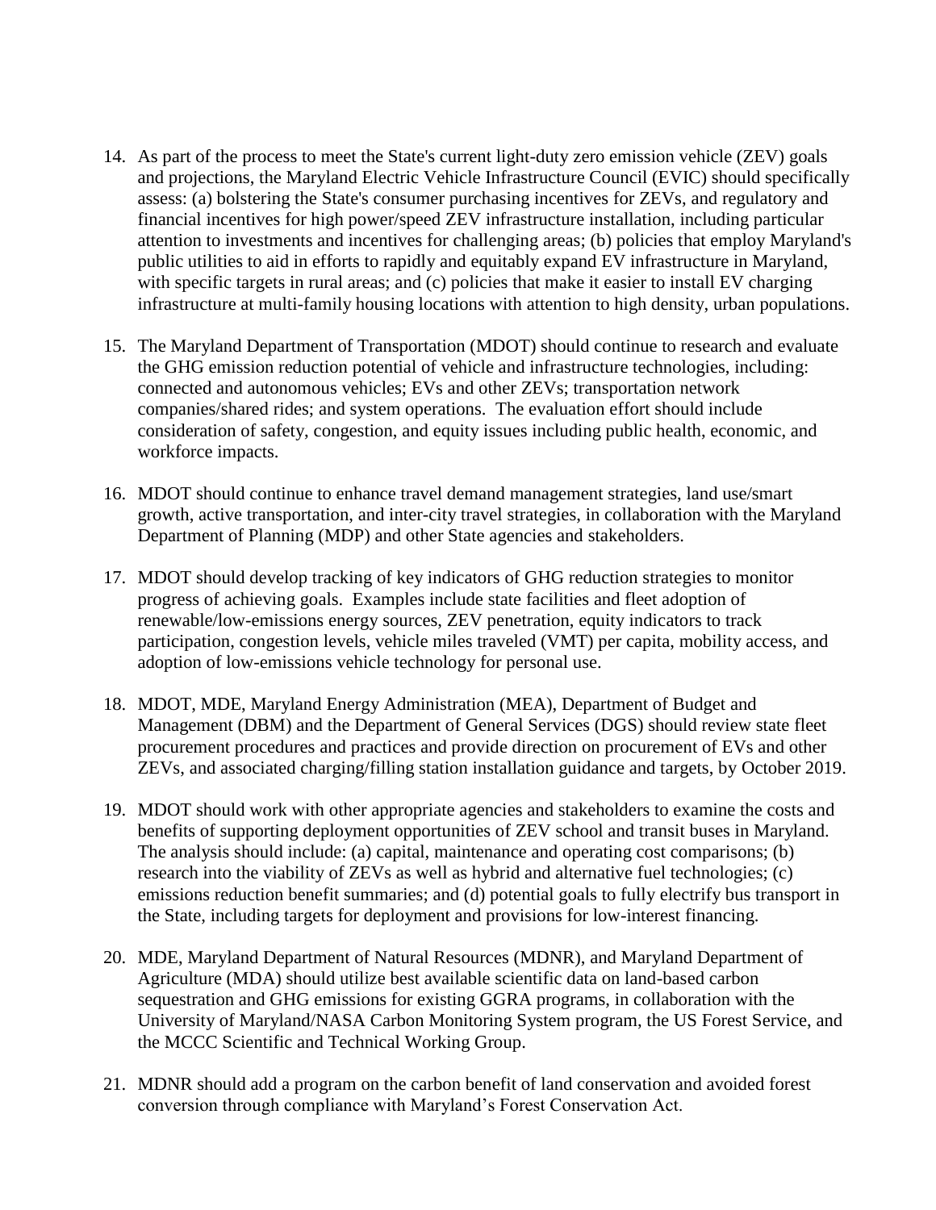14. As part of the process to meet the State's current light-duty zero emission vehicle (ZEV) goals and projections, the Maryland Electric Vehicle Infrastructure Council (EVIC) should specifically assess: (a) bolstering the State's consumer purchasing incentives for ZEVs, and regulatory and financial incentives for high power/speed ZEV infrastructure installation, including particular attention to investments and incentives for challenging areas; (b) policies that employ Maryland's public utilities to aid in efforts to rapidly and equitably expand EV infrastructure in Maryland, with specific targets in rural areas; and (c) policies that make it easier to install EV charging infrastructure at multi-family housing locations with attention to high density, urban populations.

15. The Maryland Department of Transportation (MDOT) should continue to research and evaluate the GHG emission reduction potential of vehicle and infrastructure technologies, including: connected and autonomous vehicles; EVs and other ZEVs; transportation network companies/shared rides; and system operations. The evaluation effort should include consideration of safety, congestion, and equity issues including public health, economic, and workforce impacts.

16. MDOT should continue to enhance travel demand management strategies, land use/smart growth, active transportation, and inter-city travel strategies, in collaboration with the Maryland Department of Planning (MDP) and other State agencies and stakeholders.

17. MDOT should develop tracking of key indicators of GHG reduction strategies to monitor progress of achieving goals. Examples include state facilities and fleet adoption of renewable/low-emissions energy sources, ZEV penetration, equity indicators to track participation, congestion levels, vehicle miles traveled (VMT) per capita, mobility access, and adoption of low-emissions vehicle technology for personal use.

18. MDOT, MDE, Maryland Energy Administration (MEA), Department of Budget and Management (DBM) and the Department of General Services (DGS) should review state fleet procurement procedures and practices and provide direction on procurement of EVs and other ZEVs, and associated charging/filling station installation guidance and targets, by October 2019.

19. MDOT should work with other appropriate agencies and stakeholders to examine the costs and benefits of supporting deployment opportunities of ZEV school and transit buses in Maryland. The analysis should include: (a) capital, maintenance and operating cost comparisons; (b) research into the viability of ZEVs as well as hybrid and alternative fuel technologies; (c) emissions reduction benefit summaries; and (d) potential goals to fully electrify bus transport in the State, including targets for deployment and provisions for low-interest financing.

20. MDE, Maryland Department of Natural Resources (MDNR), and Maryland Department of Agriculture (MDA) should utilize best available scientific data on land-based carbon sequestration and GHG emissions for existing GGRA programs, in collaboration with the University of Maryland/NASA Carbon Monitoring System program, the US Forest Service, and the MCCC Scientific and Technical Working Group.

21. MDNR should add a program on the carbon benefit of land conservation and avoided forest conversion through compliance with Maryland's Forest Conservation Act.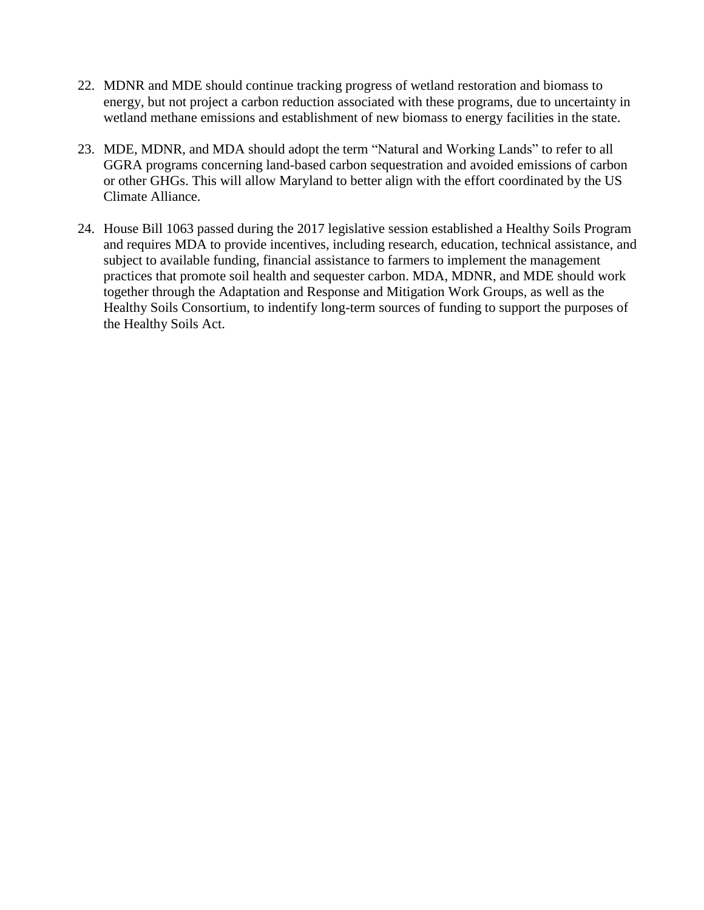22. MDNR and MDE should continue tracking progress of wetland restoration and biomass to energy, but not project a carbon reduction associated with these programs, due to uncertainty in wetland methane emissions and establishment of new biomass to energy facilities in the state.

23. MDE, MDNR, and MDA should adopt the term "Natural and Working Lands" to refer to all GGRA programs concerning land-based carbon sequestration and avoided emissions of carbon or other GHGs. This will allow Maryland to better align with the effort coordinated by the US Climate Alliance.

24. House Bill 1063 passed during the 2017 legislative session established a Healthy Soils Program and requires MDA to provide incentives, including research, education, technical assistance, and subject to available funding, financial assistance to farmers to implement the management practices that promote soil health and sequester carbon. MDA, MDNR, and MDE should work together through the Adaptation and Response and Mitigation Work Groups, as well as the Healthy Soils Consortium, to indentify long-term sources of funding to support the purposes of the Healthy Soils Act.